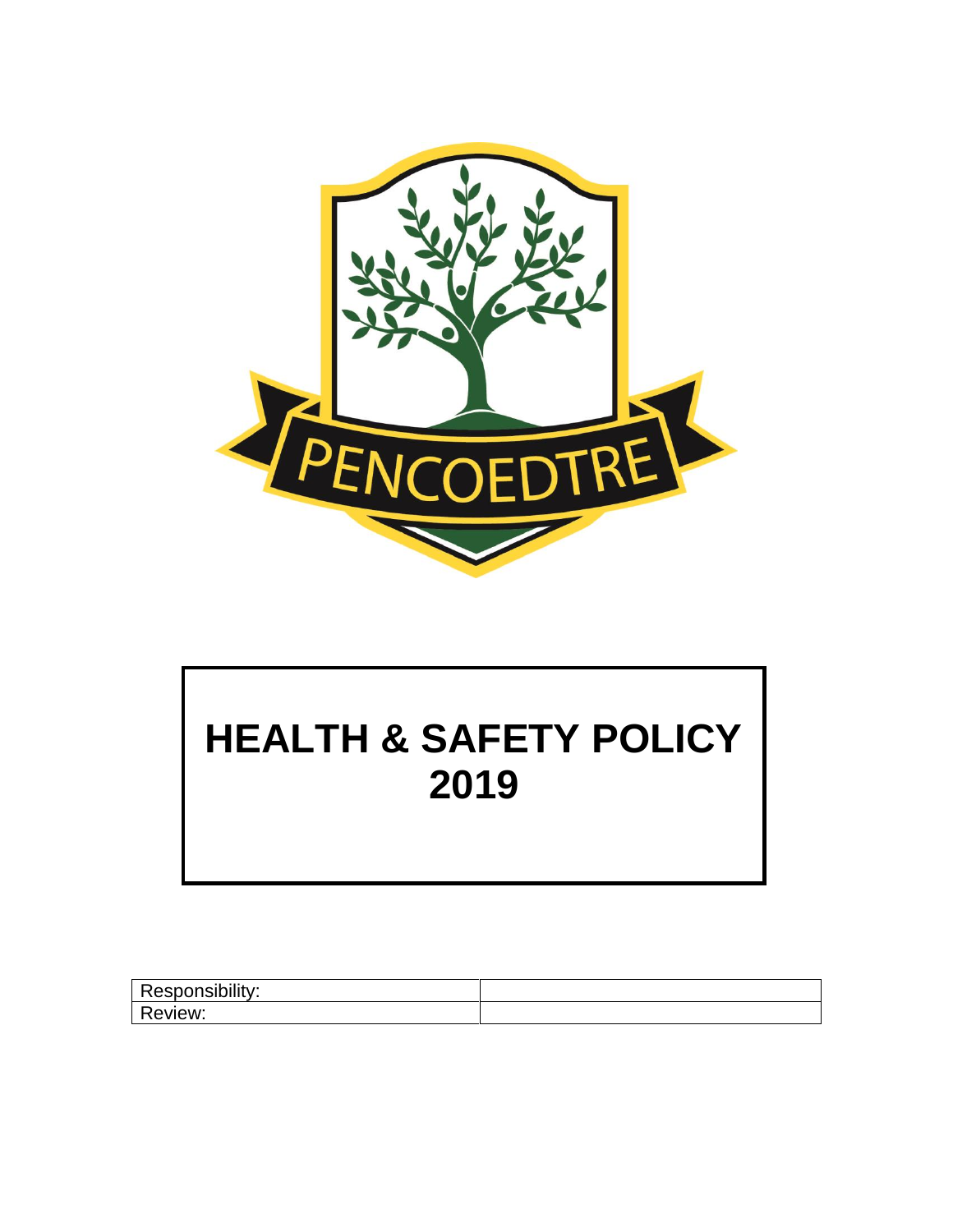PENCOEDTRE

# HEALTH & SAFETY POLICY 2019

| Responsibility: | |
|---|---|
| Review: | |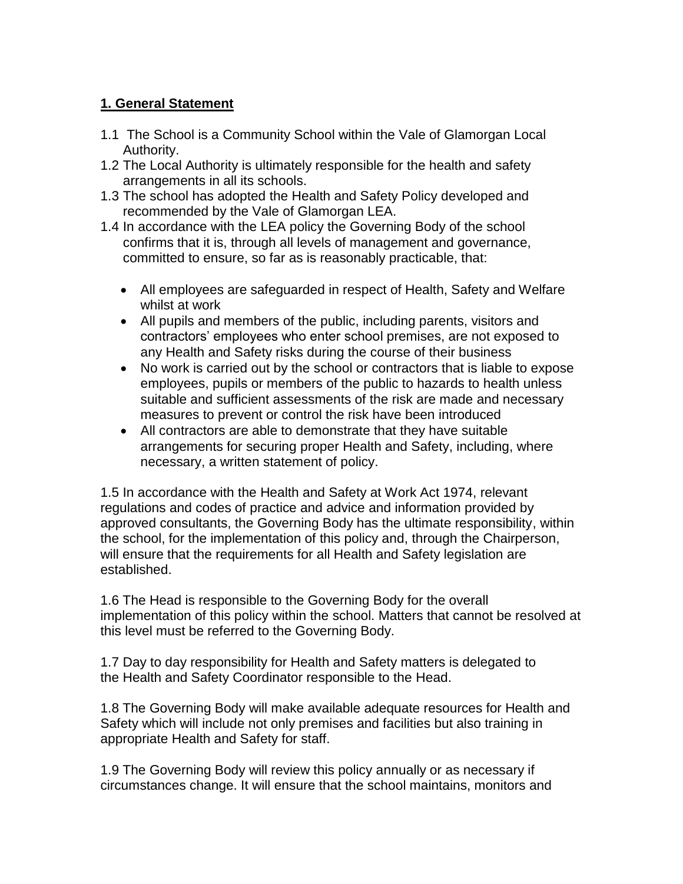## **1. General Statement**

1.1 The School is a Community School within the Vale of Glamorgan Local Authority.

1.2 The Local Authority is ultimately responsible for the health and safety arrangements in all its schools.

1.3 The school has adopted the Health and Safety Policy developed and recommended by the Vale of Glamorgan LEA.

1.4 In accordance with the LEA policy the Governing Body of the school confirms that it is, through all levels of management and governance, committed to ensure, so far as is reasonably practicable, that:

- All employees are safeguarded in respect of Health, Safety and Welfare whilst at work
- All pupils and members of the public, including parents, visitors and contractors' employees who enter school premises, are not exposed to any Health and Safety risks during the course of their business
- No work is carried out by the school or contractors that is liable to expose employees, pupils or members of the public to hazards to health unless suitable and sufficient assessments of the risk are made and necessary measures to prevent or control the risk have been introduced
- All contractors are able to demonstrate that they have suitable arrangements for securing proper Health and Safety, including, where necessary, a written statement of policy.

1.5 In accordance with the Health and Safety at Work Act 1974, relevant regulations and codes of practice and advice and information provided by approved consultants, the Governing Body has the ultimate responsibility, within the school, for the implementation of this policy and, through the Chairperson, will ensure that the requirements for all Health and Safety legislation are established.

1.6 The Head is responsible to the Governing Body for the overall implementation of this policy within the school. Matters that cannot be resolved at this level must be referred to the Governing Body.

1.7 Day to day responsibility for Health and Safety matters is delegated to the Health and Safety Coordinator responsible to the Head.

1.8 The Governing Body will make available adequate resources for Health and Safety which will include not only premises and facilities but also training in appropriate Health and Safety for staff.

1.9 The Governing Body will review this policy annually or as necessary if circumstances change. It will ensure that the school maintains, monitors and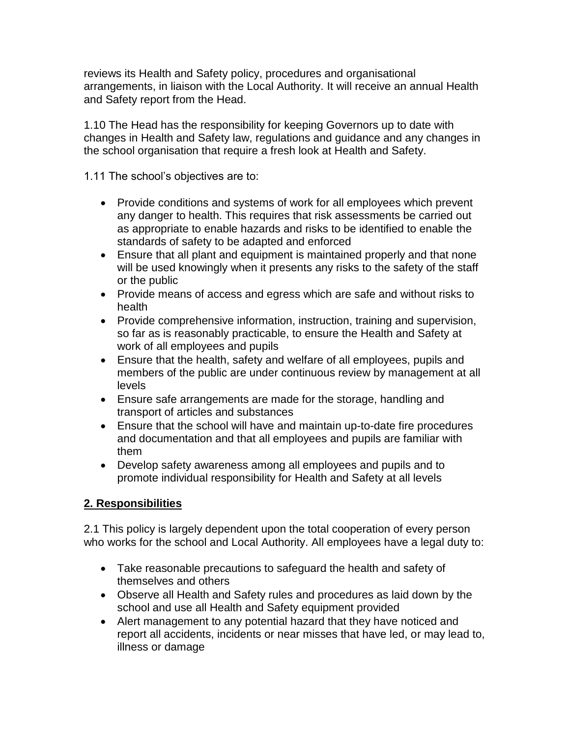reviews its Health and Safety policy, procedures and organisational arrangements, in liaison with the Local Authority. It will receive an annual Health and Safety report from the Head.

1.10 The Head has the responsibility for keeping Governors up to date with changes in Health and Safety law, regulations and guidance and any changes in the school organisation that require a fresh look at Health and Safety.

1.11 The school's objectives are to:

- Provide conditions and systems of work for all employees which prevent any danger to health. This requires that risk assessments be carried out as appropriate to enable hazards and risks to be identified to enable the standards of safety to be adapted and enforced
- Ensure that all plant and equipment is maintained properly and that none will be used knowingly when it presents any risks to the safety of the staff or the public
- Provide means of access and egress which are safe and without risks to health
- Provide comprehensive information, instruction, training and supervision, so far as is reasonably practicable, to ensure the Health and Safety at work of all employees and pupils
- Ensure that the health, safety and welfare of all employees, pupils and members of the public are under continuous review by management at all levels
- Ensure safe arrangements are made for the storage, handling and transport of articles and substances
- Ensure that the school will have and maintain up-to-date fire procedures and documentation and that all employees and pupils are familiar with them
- Develop safety awareness among all employees and pupils and to promote individual responsibility for Health and Safety at all levels

## 2. Responsibilities

2.1 This policy is largely dependent upon the total cooperation of every person who works for the school and Local Authority. All employees have a legal duty to:

- Take reasonable precautions to safeguard the health and safety of themselves and others
- Observe all Health and Safety rules and procedures as laid down by the school and use all Health and Safety equipment provided
- Alert management to any potential hazard that they have noticed and report all accidents, incidents or near misses that have led, or may lead to, illness or damage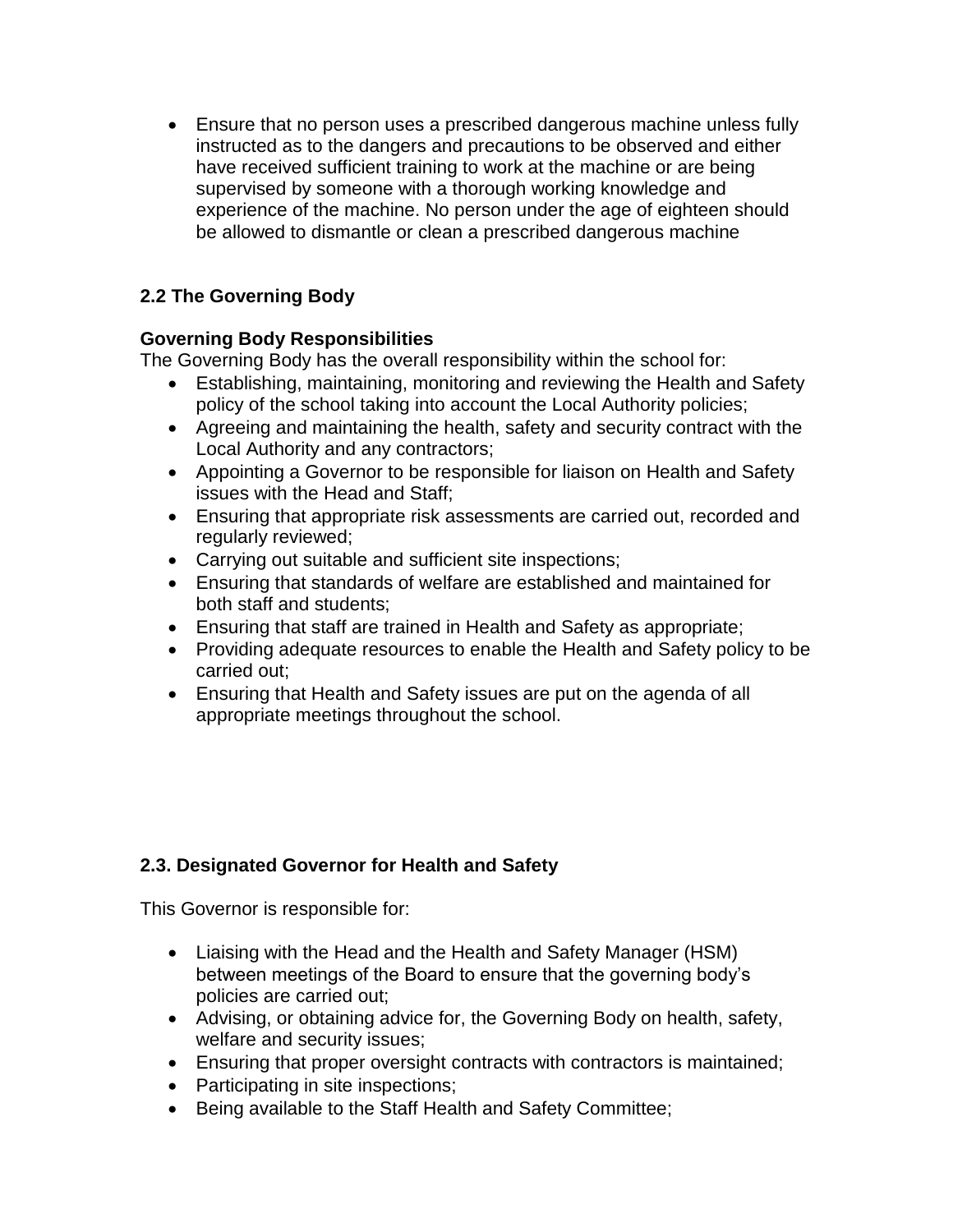- Ensure that no person uses a prescribed dangerous machine unless fully instructed as to the dangers and precautions to be observed and either have received sufficient training to work at the machine or are being supervised by someone with a thorough working knowledge and experience of the machine. No person under the age of eighteen should be allowed to dismantle or clean a prescribed dangerous machine

## 2.2 The Governing Body

**Governing Body Responsibilities**

The Governing Body has the overall responsibility within the school for:

- Establishing, maintaining, monitoring and reviewing the Health and Safety policy of the school taking into account the Local Authority policies;
- Agreeing and maintaining the health, safety and security contract with the Local Authority and any contractors;
- Appointing a Governor to be responsible for liaison on Health and Safety issues with the Head and Staff;
- Ensuring that appropriate risk assessments are carried out, recorded and regularly reviewed;
- Carrying out suitable and sufficient site inspections;
- Ensuring that standards of welfare are established and maintained for both staff and students;
- Ensuring that staff are trained in Health and Safety as appropriate;
- Providing adequate resources to enable the Health and Safety policy to be carried out;
- Ensuring that Health and Safety issues are put on the agenda of all appropriate meetings throughout the school.

## 2.3. Designated Governor for Health and Safety

This Governor is responsible for:

- Liaising with the Head and the Health and Safety Manager (HSM) between meetings of the Board to ensure that the governing body's policies are carried out;
- Advising, or obtaining advice for, the Governing Body on health, safety, welfare and security issues;
- Ensuring that proper oversight contracts with contractors is maintained;
- Participating in site inspections;
- Being available to the Staff Health and Safety Committee;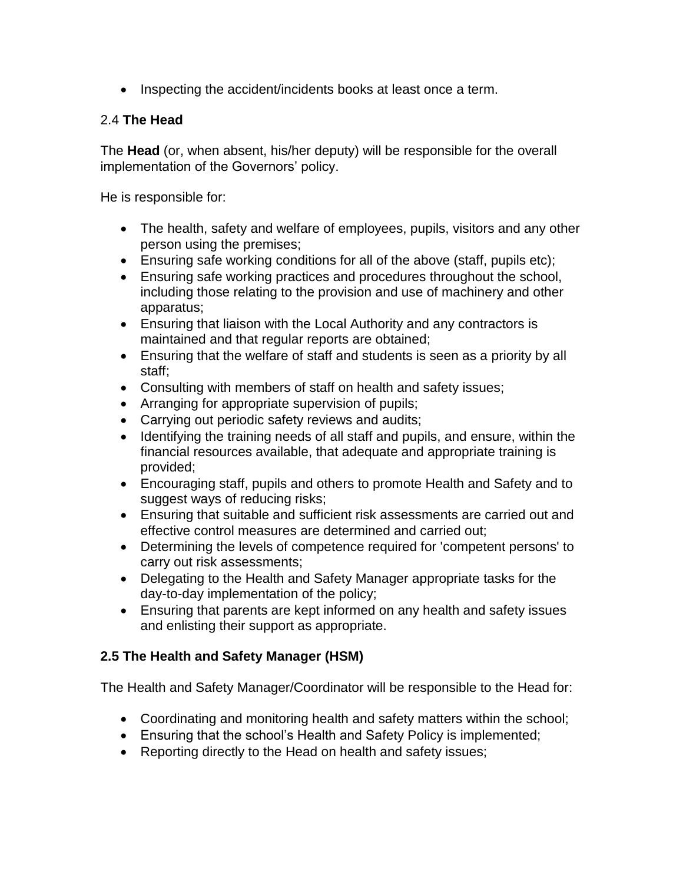- Inspecting the accident/incidents books at least once a term.

### 2.4 **The Head**

The **Head** (or, when absent, his/her deputy) will be responsible for the overall implementation of the Governors' policy.

He is responsible for:

- The health, safety and welfare of employees, pupils, visitors and any other person using the premises;
- Ensuring safe working conditions for all of the above (staff, pupils etc);
- Ensuring safe working practices and procedures throughout the school, including those relating to the provision and use of machinery and other apparatus;
- Ensuring that liaison with the Local Authority and any contractors is maintained and that regular reports are obtained;
- Ensuring that the welfare of staff and students is seen as a priority by all staff;
- Consulting with members of staff on health and safety issues;
- Arranging for appropriate supervision of pupils;
- Carrying out periodic safety reviews and audits;
- Identifying the training needs of all staff and pupils, and ensure, within the financial resources available, that adequate and appropriate training is provided;
- Encouraging staff, pupils and others to promote Health and Safety and to suggest ways of reducing risks;
- Ensuring that suitable and sufficient risk assessments are carried out and effective control measures are determined and carried out;
- Determining the levels of competence required for 'competent persons' to carry out risk assessments;
- Delegating to the Health and Safety Manager appropriate tasks for the day-to-day implementation of the policy;
- Ensuring that parents are kept informed on any health and safety issues and enlisting their support as appropriate.

### **2.5 The Health and Safety Manager (HSM)**

The Health and Safety Manager/Coordinator will be responsible to the Head for:

- Coordinating and monitoring health and safety matters within the school;
- Ensuring that the school's Health and Safety Policy is implemented;
- Reporting directly to the Head on health and safety issues;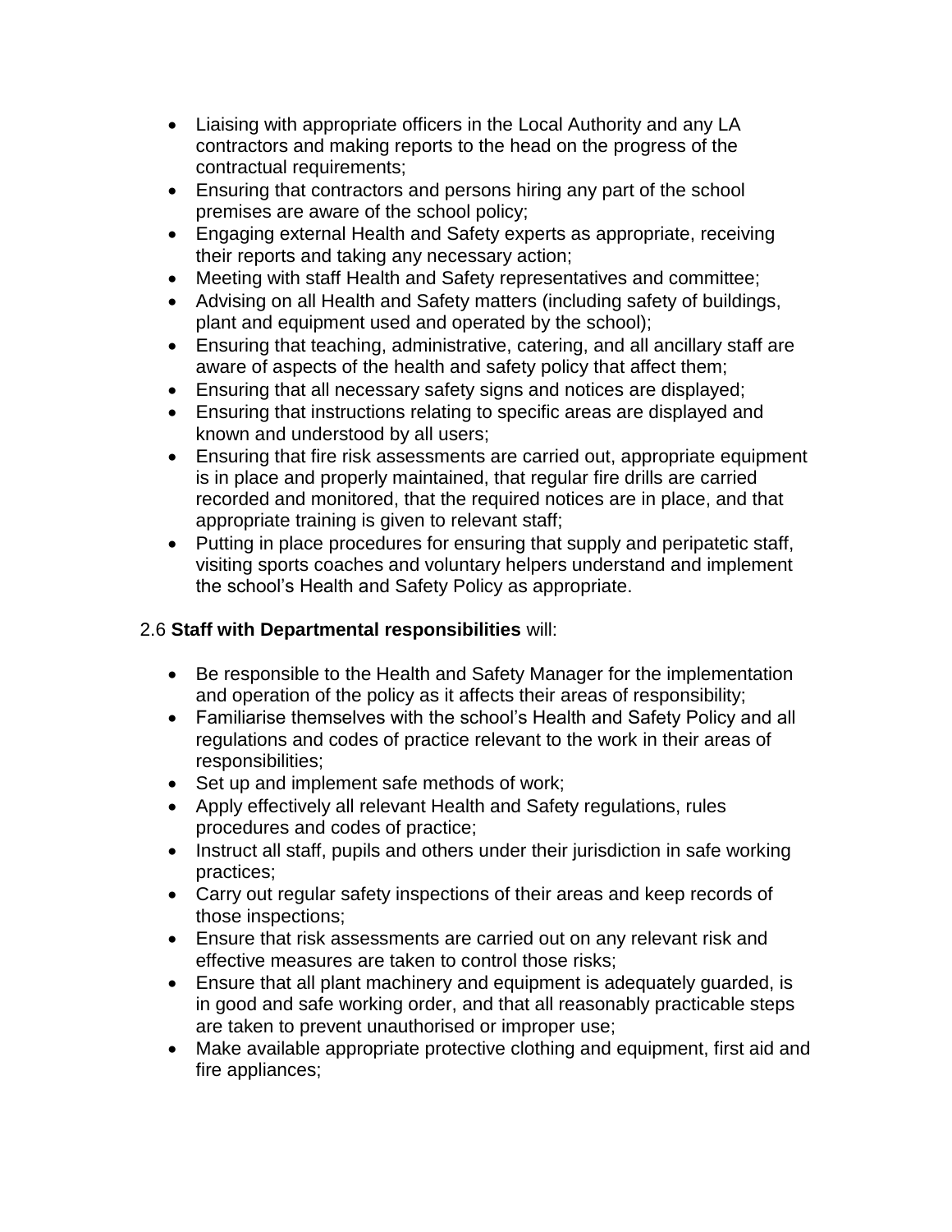- Liaising with appropriate officers in the Local Authority and any LA contractors and making reports to the head on the progress of the contractual requirements;
- Ensuring that contractors and persons hiring any part of the school premises are aware of the school policy;
- Engaging external Health and Safety experts as appropriate, receiving their reports and taking any necessary action;
- Meeting with staff Health and Safety representatives and committee;
- Advising on all Health and Safety matters (including safety of buildings, plant and equipment used and operated by the school);
- Ensuring that teaching, administrative, catering, and all ancillary staff are aware of aspects of the health and safety policy that affect them;
- Ensuring that all necessary safety signs and notices are displayed;
- Ensuring that instructions relating to specific areas are displayed and known and understood by all users;
- Ensuring that fire risk assessments are carried out, appropriate equipment is in place and properly maintained, that regular fire drills are carried recorded and monitored, that the required notices are in place, and that appropriate training is given to relevant staff;
- Putting in place procedures for ensuring that supply and peripatetic staff, visiting sports coaches and voluntary helpers understand and implement the school's Health and Safety Policy as appropriate.

2.6 **Staff with Departmental responsibilities** will:

- Be responsible to the Health and Safety Manager for the implementation and operation of the policy as it affects their areas of responsibility;
- Familiarise themselves with the school's Health and Safety Policy and all regulations and codes of practice relevant to the work in their areas of responsibilities;
- Set up and implement safe methods of work;
- Apply effectively all relevant Health and Safety regulations, rules procedures and codes of practice;
- Instruct all staff, pupils and others under their jurisdiction in safe working practices;
- Carry out regular safety inspections of their areas and keep records of those inspections;
- Ensure that risk assessments are carried out on any relevant risk and effective measures are taken to control those risks;
- Ensure that all plant machinery and equipment is adequately guarded, is in good and safe working order, and that all reasonably practicable steps are taken to prevent unauthorised or improper use;
- Make available appropriate protective clothing and equipment, first aid and fire appliances;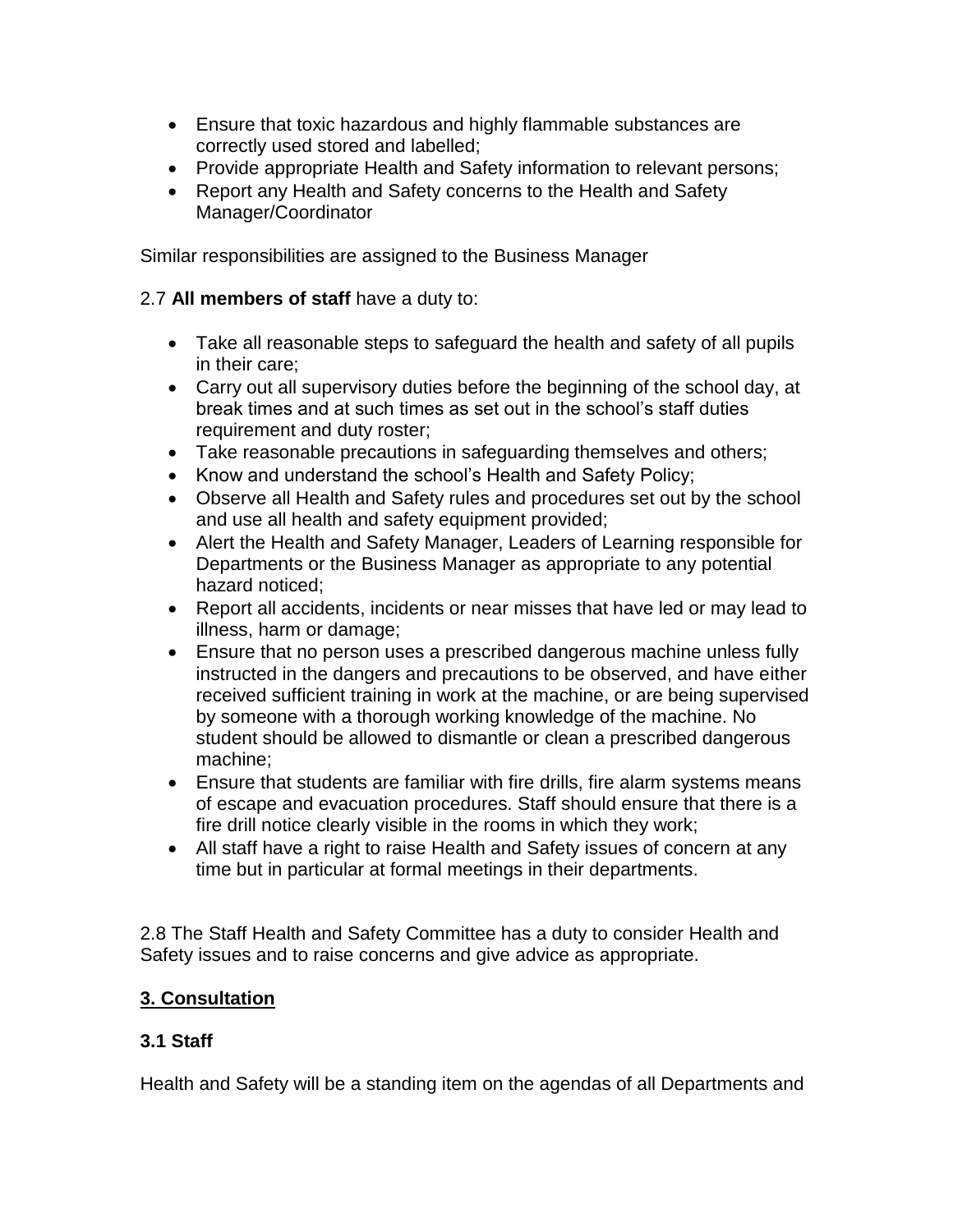- Ensure that toxic hazardous and highly flammable substances are correctly used stored and labelled;
- Provide appropriate Health and Safety information to relevant persons;
- Report any Health and Safety concerns to the Health and Safety Manager/Coordinator

Similar responsibilities are assigned to the Business Manager

2.7 **All members of staff** have a duty to:

- Take all reasonable steps to safeguard the health and safety of all pupils in their care;
- Carry out all supervisory duties before the beginning of the school day, at break times and at such times as set out in the school's staff duties requirement and duty roster;
- Take reasonable precautions in safeguarding themselves and others;
- Know and understand the school's Health and Safety Policy;
- Observe all Health and Safety rules and procedures set out by the school and use all health and safety equipment provided;
- Alert the Health and Safety Manager, Leaders of Learning responsible for Departments or the Business Manager as appropriate to any potential hazard noticed;
- Report all accidents, incidents or near misses that have led or may lead to illness, harm or damage;
- Ensure that no person uses a prescribed dangerous machine unless fully instructed in the dangers and precautions to be observed, and have either received sufficient training in work at the machine, or are being supervised by someone with a thorough working knowledge of the machine. No student should be allowed to dismantle or clean a prescribed dangerous machine;
- Ensure that students are familiar with fire drills, fire alarm systems means of escape and evacuation procedures. Staff should ensure that there is a fire drill notice clearly visible in the rooms in which they work;
- All staff have a right to raise Health and Safety issues of concern at any time but in particular at formal meetings in their departments.

2.8 The Staff Health and Safety Committee has a duty to consider Health and Safety issues and to raise concerns and give advice as appropriate.

## 3. Consultation

### 3.1 Staff

Health and Safety will be a standing item on the agendas of all Departments and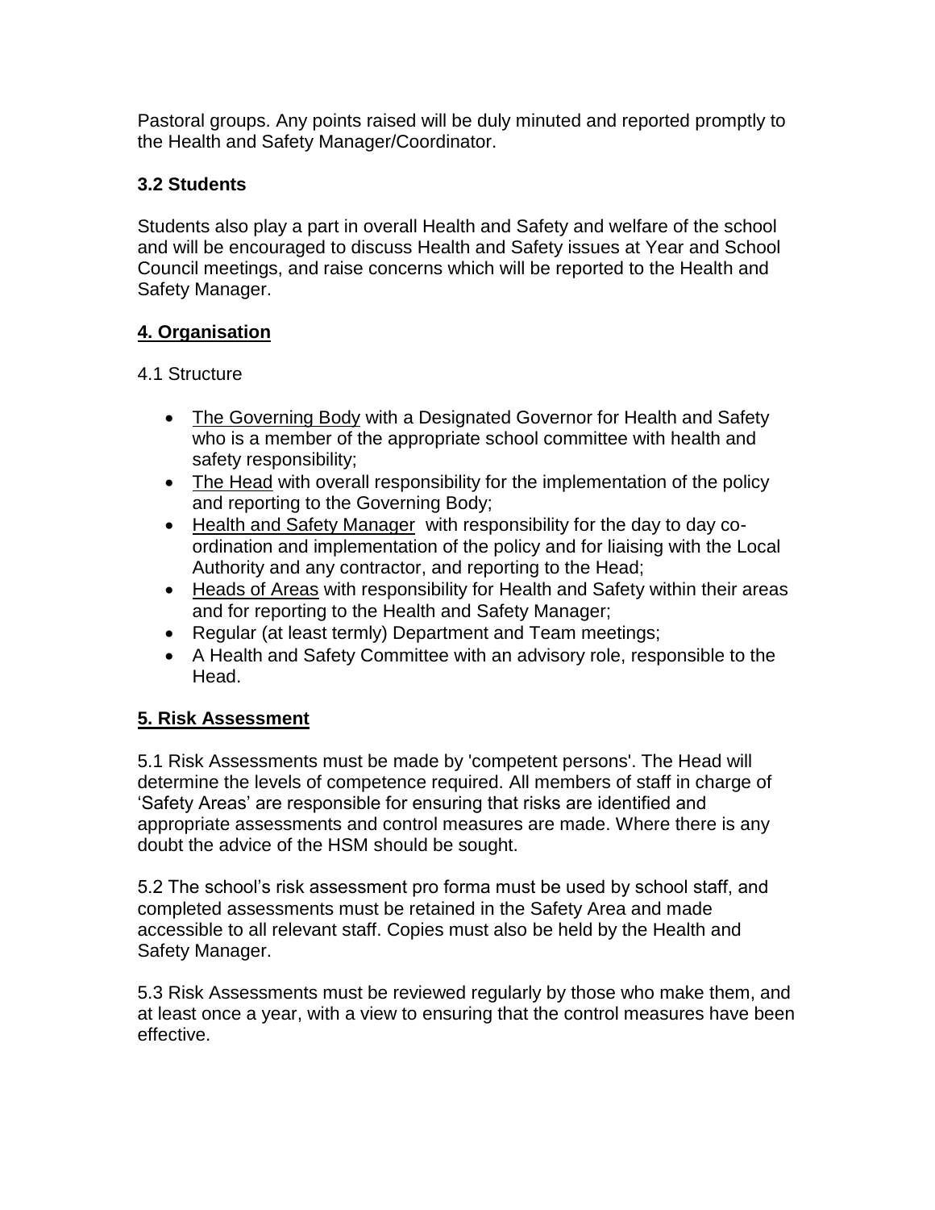Pastoral groups. Any points raised will be duly minuted and reported promptly to the Health and Safety Manager/Coordinator.

### 3.2 Students

Students also play a part in overall Health and Safety and welfare of the school and will be encouraged to discuss Health and Safety issues at Year and School Council meetings, and raise concerns which will be reported to the Health and Safety Manager.

## 4. Organisation

4.1 Structure

- The Governing Body with a Designated Governor for Health and Safety who is a member of the appropriate school committee with health and safety responsibility;
- The Head with overall responsibility for the implementation of the policy and reporting to the Governing Body;
- Health and Safety Manager with responsibility for the day to day co-ordination and implementation of the policy and for liaising with the Local Authority and any contractor, and reporting to the Head;
- Heads of Areas with responsibility for Health and Safety within their areas and for reporting to the Health and Safety Manager;
- Regular (at least termly) Department and Team meetings;
- A Health and Safety Committee with an advisory role, responsible to the Head.

## 5. Risk Assessment

5.1 Risk Assessments must be made by 'competent persons'. The Head will determine the levels of competence required. All members of staff in charge of 'Safety Areas' are responsible for ensuring that risks are identified and appropriate assessments and control measures are made. Where there is any doubt the advice of the HSM should be sought.

5.2 The school's risk assessment pro forma must be used by school staff, and completed assessments must be retained in the Safety Area and made accessible to all relevant staff. Copies must also be held by the Health and Safety Manager.

5.3 Risk Assessments must be reviewed regularly by those who make them, and at least once a year, with a view to ensuring that the control measures have been effective.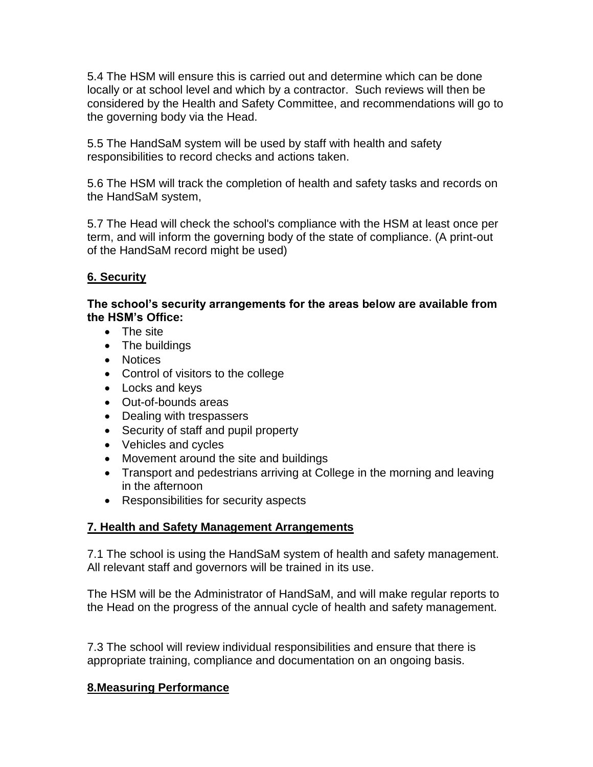5.4 The HSM will ensure this is carried out and determine which can be done locally or at school level and which by a contractor. Such reviews will then be considered by the Health and Safety Committee, and recommendations will go to the governing body via the Head.

5.5 The HandSaM system will be used by staff with health and safety responsibilities to record checks and actions taken.

5.6 The HSM will track the completion of health and safety tasks and records on the HandSaM system,

5.7 The Head will check the school's compliance with the HSM at least once per term, and will inform the governing body of the state of compliance. (A print-out of the HandSaM record might be used)

## 6. Security

**The school's security arrangements for the areas below are available from the HSM's Office:**

- The site
- The buildings
- Notices
- Control of visitors to the college
- Locks and keys
- Out-of-bounds areas
- Dealing with trespassers
- Security of staff and pupil property
- Vehicles and cycles
- Movement around the site and buildings
- Transport and pedestrians arriving at College in the morning and leaving in the afternoon
- Responsibilities for security aspects

## 7. Health and Safety Management Arrangements

7.1 The school is using the HandSaM system of health and safety management. All relevant staff and governors will be trained in its use.

The HSM will be the Administrator of HandSaM, and will make regular reports to the Head on the progress of the annual cycle of health and safety management.

7.3 The school will review individual responsibilities and ensure that there is appropriate training, compliance and documentation on an ongoing basis.

## 8.Measuring Performance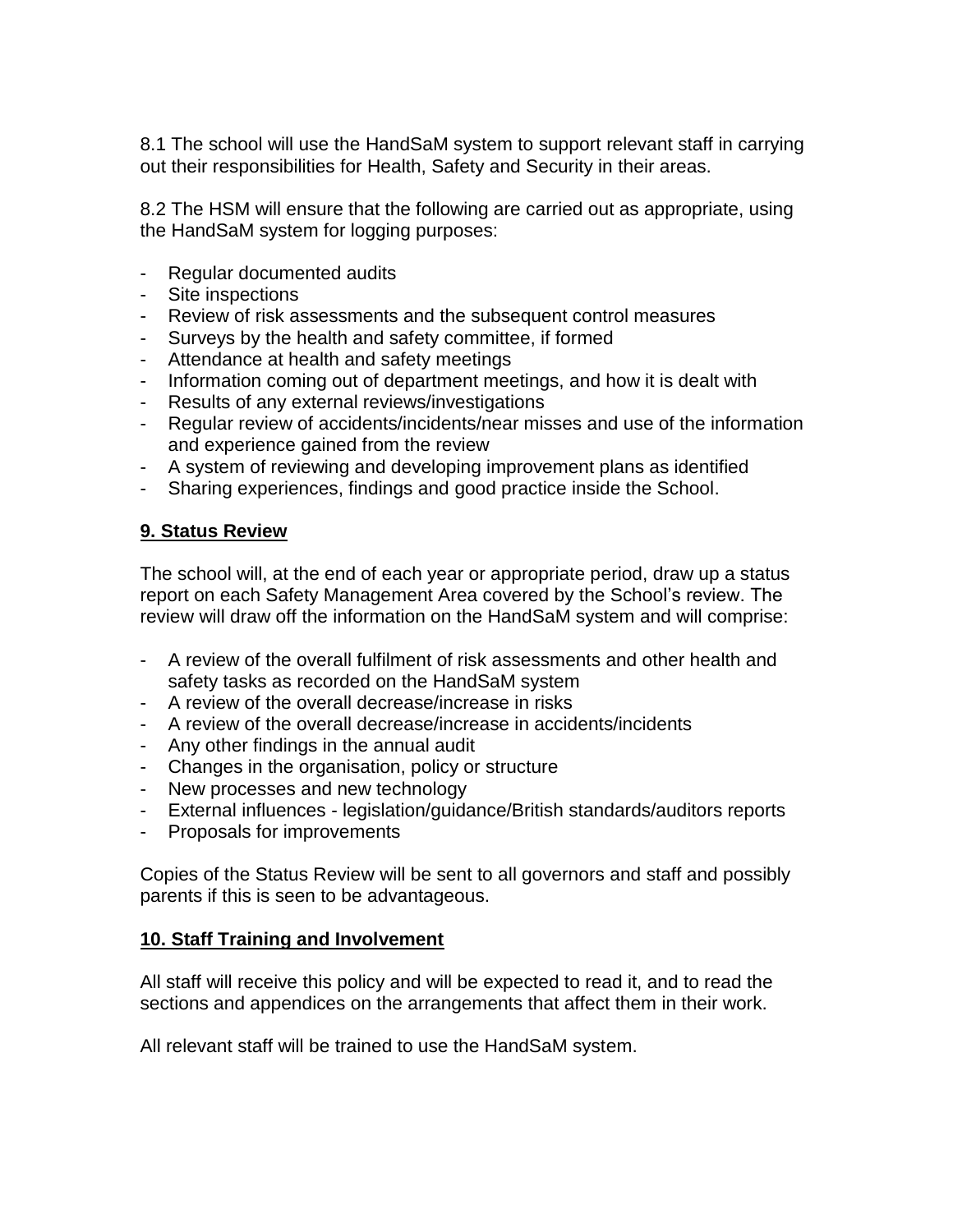8.1 The school will use the HandSaM system to support relevant staff in carrying out their responsibilities for Health, Safety and Security in their areas.

8.2 The HSM will ensure that the following are carried out as appropriate, using the HandSaM system for logging purposes:

- Regular documented audits
- Site inspections
- Review of risk assessments and the subsequent control measures
- Surveys by the health and safety committee, if formed
- Attendance at health and safety meetings
- Information coming out of department meetings, and how it is dealt with
- Results of any external reviews/investigations
- Regular review of accidents/incidents/near misses and use of the information and experience gained from the review
- A system of reviewing and developing improvement plans as identified
- Sharing experiences, findings and good practice inside the School.

## 9. Status Review

The school will, at the end of each year or appropriate period, draw up a status report on each Safety Management Area covered by the School's review. The review will draw off the information on the HandSaM system and will comprise:

- A review of the overall fulfilment of risk assessments and other health and safety tasks as recorded on the HandSaM system
- A review of the overall decrease/increase in risks
- A review of the overall decrease/increase in accidents/incidents
- Any other findings in the annual audit
- Changes in the organisation, policy or structure
- New processes and new technology
- External influences - legislation/guidance/British standards/auditors reports
- Proposals for improvements

Copies of the Status Review will be sent to all governors and staff and possibly parents if this is seen to be advantageous.

## 10. Staff Training and Involvement

All staff will receive this policy and will be expected to read it, and to read the sections and appendices on the arrangements that affect them in their work.

All relevant staff will be trained to use the HandSaM system.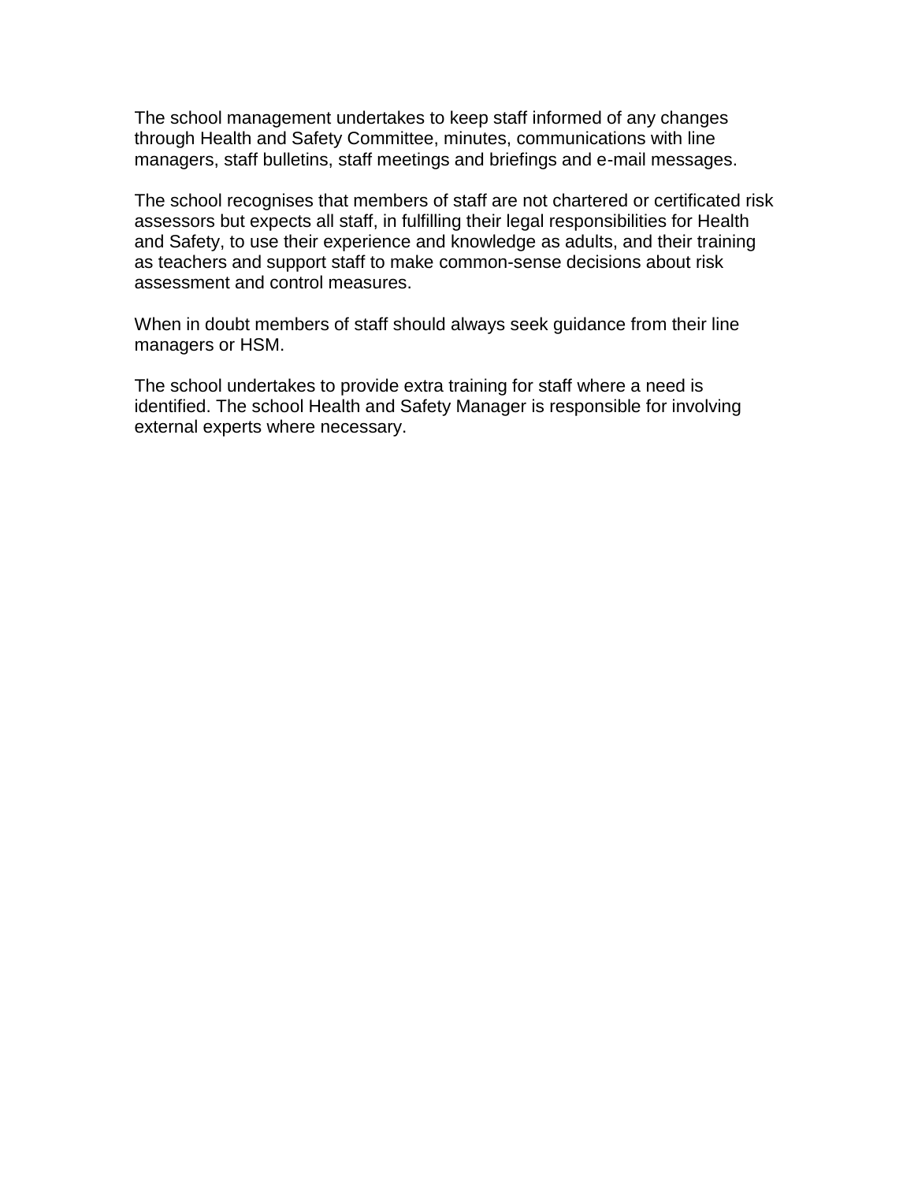The school management undertakes to keep staff informed of any changes through Health and Safety Committee, minutes, communications with line managers, staff bulletins, staff meetings and briefings and e-mail messages.

The school recognises that members of staff are not chartered or certificated risk assessors but expects all staff, in fulfilling their legal responsibilities for Health and Safety, to use their experience and knowledge as adults, and their training as teachers and support staff to make common-sense decisions about risk assessment and control measures.

When in doubt members of staff should always seek guidance from their line managers or HSM.

The school undertakes to provide extra training for staff where a need is identified. The school Health and Safety Manager is responsible for involving external experts where necessary.